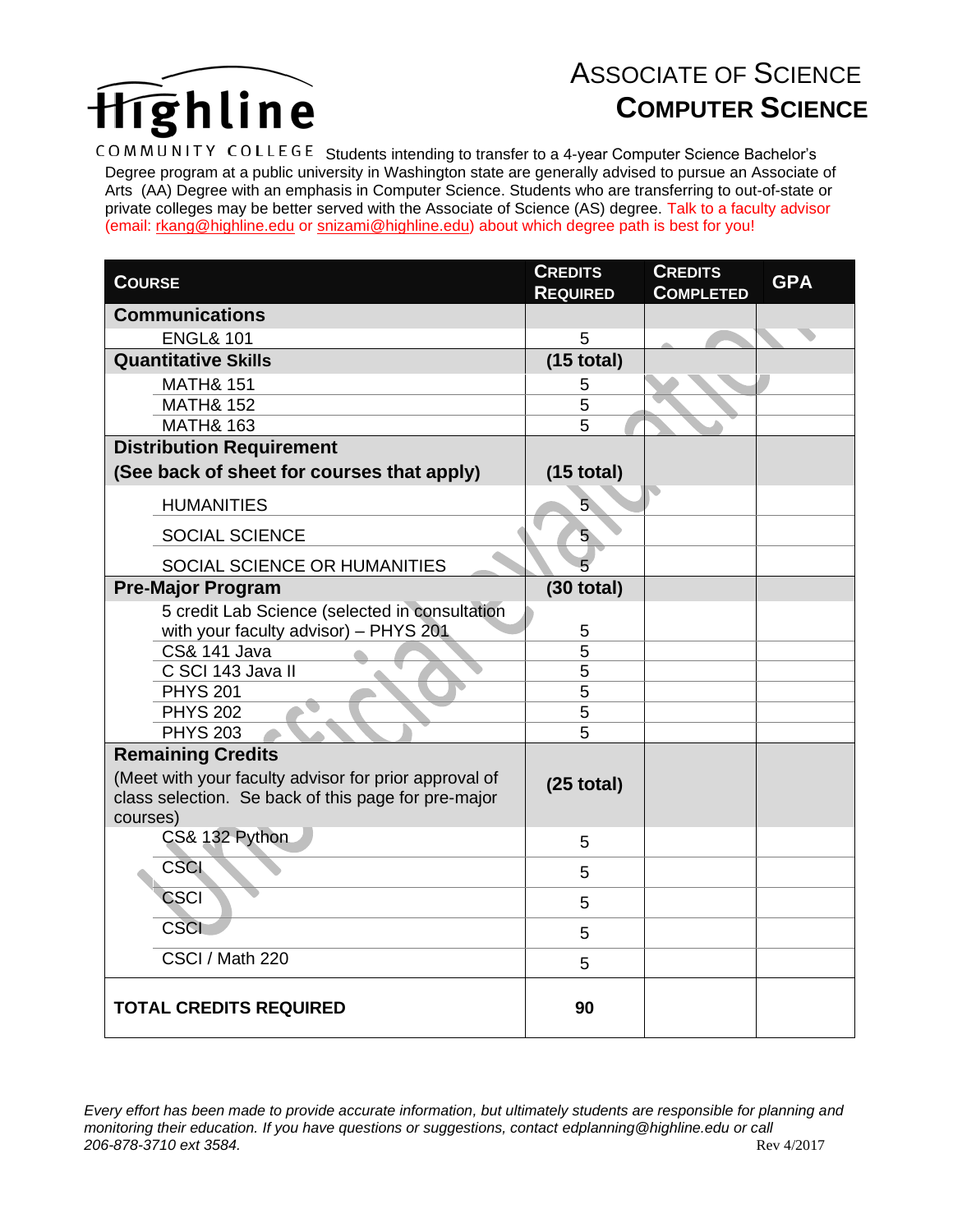# Highline Community College

## ASSOCIATE OF SCIENCE
## COMPUTER SCIENCE

Students intending to transfer to a 4-year Computer Science Bachelor's Degree program at a public university in Washington state are generally advised to pursue an Associate of Arts (AA) Degree with an emphasis in Computer Science. Students who are transferring to out-of-state or private colleges may be better served with the Associate of Science (AS) degree. Talk to a faculty advisor (email: rkang@highline.edu or snizami@highline.edu) about which degree path is best for you!

| COURSE | CREDITS REQUIRED | CREDITS COMPLETED | GPA |
|---|---|---|---|
| **Communications** | | | |
| ENGL& 101 | 5 | | |
| **Quantitative Skills** | **(15 total)** | | |
| MATH& 151 | 5 | | |
| MATH& 152 | 5 | | |
| MATH& 163 | 5 | | |
| **Distribution Requirement (See back of sheet for courses that apply)** | **(15 total)** | | |
| HUMANITIES | 5 | | |
| SOCIAL SCIENCE | 5 | | |
| SOCIAL SCIENCE OR HUMANITIES | 5 | | |
| **Pre-Major Program** | **(30 total)** | | |
| 5 credit Lab Science (selected in consultation with your faculty advisor) – PHYS 201 | 5 | | |
| CS& 141 Java | 5 | | |
| C SCI 143 Java II | 5 | | |
| PHYS 201 | 5 | | |
| PHYS 202 | 5 | | |
| PHYS 203 | 5 | | |
| **Remaining Credits** (Meet with your faculty advisor for prior approval of class selection. Se back of this page for pre-major courses) | **(25 total)** | | |
| CS& 132 Python | 5 | | |
| CSCI | 5 | | |
| CSCI | 5 | | |
| CSCI | 5 | | |
| CSCI / Math 220 | 5 | | |
| **TOTAL CREDITS REQUIRED** | **90** | | |

*Every effort has been made to provide accurate information, but ultimately students are responsible for planning and monitoring their education. If you have questions or suggestions, contact edplanning@highline.edu or call 206-878-3710 ext 3584.*

Rev 4/2017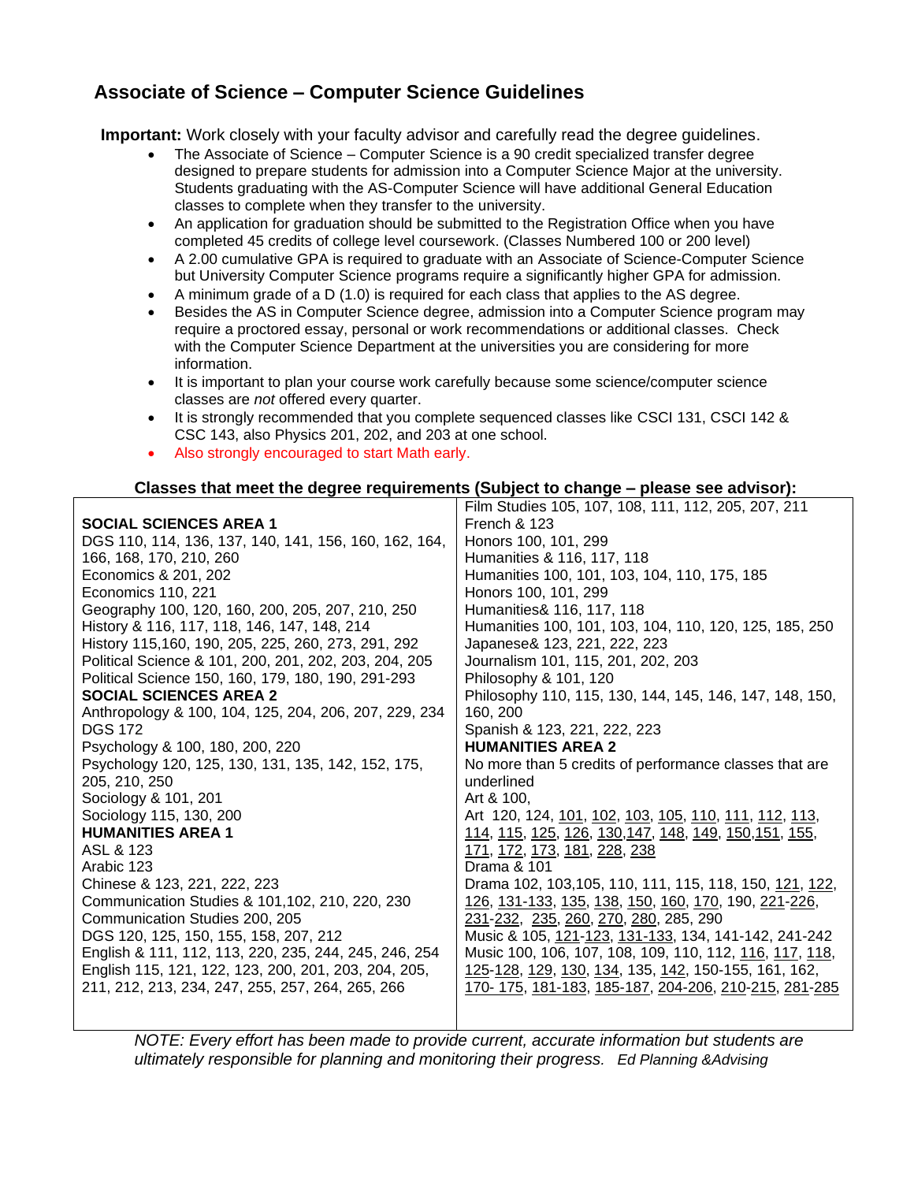## Associate of Science – Computer Science Guidelines

**Important:** Work closely with your faculty advisor and carefully read the degree guidelines.

- The Associate of Science – Computer Science is a 90 credit specialized transfer degree designed to prepare students for admission into a Computer Science Major at the university. Students graduating with the AS-Computer Science will have additional General Education classes to complete when they transfer to the university.
- An application for graduation should be submitted to the Registration Office when you have completed 45 credits of college level coursework. (Classes Numbered 100 or 200 level)
- A 2.00 cumulative GPA is required to graduate with an Associate of Science-Computer Science but University Computer Science programs require a significantly higher GPA for admission.
- A minimum grade of a D (1.0) is required for each class that applies to the AS degree.
- Besides the AS in Computer Science degree, admission into a Computer Science program may require a proctored essay, personal or work recommendations or additional classes. Check with the Computer Science Department at the universities you are considering for more information.
- It is important to plan your course work carefully because some science/computer science classes are *not* offered every quarter.
- It is strongly recommended that you complete sequenced classes like CSCI 131, CSCI 142 & CSC 143, also Physics 201, 202, and 203 at one school.
- Also strongly encouraged to start Math early.

**Classes that meet the degree requirements (Subject to change – please see advisor):**

**SOCIAL SCIENCES AREA 1**

DGS 110, 114, 136, 137, 140, 141, 156, 160, 162, 164, 166, 168, 170, 210, 260
Economics & 201, 202
Economics 110, 221
Geography 100, 120, 160, 200, 205, 207, 210, 250
History & 116, 117, 118, 146, 147, 148, 214
History 115,160, 190, 205, 225, 260, 273, 291, 292
Political Science & 101, 200, 201, 202, 203, 204, 205
Political Science 150, 160, 179, 180, 190, 291-293

**SOCIAL SCIENCES AREA 2**

Anthropology & 100, 104, 125, 204, 206, 207, 229, 234
DGS 172
Psychology & 100, 180, 200, 220
Psychology 120, 125, 130, 131, 135, 142, 152, 175, 205, 210, 250
Sociology & 101, 201
Sociology 115, 130, 200

**HUMANITIES AREA 1**

ASL & 123
Arabic 123
Chinese & 123, 221, 222, 223
Communication Studies & 101,102, 210, 220, 230
Communication Studies 200, 205
DGS 120, 125, 150, 155, 158, 207, 212
English & 111, 112, 113, 220, 235, 244, 245, 246, 254
English 115, 121, 122, 123, 200, 201, 203, 204, 205, 211, 212, 213, 234, 247, 255, 257, 264, 265, 266
Film Studies 105, 107, 108, 111, 112, 205, 207, 211
French & 123
Honors 100, 101, 299
Humanities & 116, 117, 118
Humanities 100, 101, 103, 104, 110, 175, 185
Honors 100, 101, 299
Humanities& 116, 117, 118
Humanities 100, 101, 103, 104, 110, 120, 125, 185, 250
Japanese& 123, 221, 222, 223
Journalism 101, 115, 201, 202, 203
Philosophy & 101, 120
Philosophy 110, 115, 130, 144, 145, 146, 147, 148, 150, 160, 200
Spanish & 123, 221, 222, 223

**HUMANITIES AREA 2**

No more than 5 credits of performance classes that are underlined
Art & 100,
Art 120, 124, <u>101</u>, <u>102</u>, <u>103</u>, <u>105</u>, <u>110</u>, <u>111</u>, <u>112</u>, <u>113</u>, <u>114</u>, <u>115</u>, <u>125</u>, <u>126</u>, <u>130</u>,<u>147</u>, <u>148</u>, <u>149</u>, <u>150</u>,<u>151</u>, <u>155</u>, <u>171</u>, <u>172</u>, <u>173</u>, <u>181</u>, <u>228</u>, <u>238</u>
Drama & 101
Drama 102, 103,105, 110, 111, 115, 118, 150, <u>121</u>, <u>122</u>, <u>126</u>, <u>131-133</u>, <u>135</u>, <u>138</u>, <u>150</u>, <u>160</u>, <u>170</u>, 190, <u>221-226</u>, <u>231-232</u>, <u>235</u>, <u>260</u>, <u>270</u>, <u>280</u>, 285, 290
Music & 105, <u>121-123</u>, <u>131-133</u>, 134, 141-142, 241-242
Music 100, 106, 107, 108, 109, 110, 112, <u>116</u>, <u>117</u>, <u>118</u>, <u>125-128</u>, <u>129</u>, <u>130</u>, <u>134</u>, 135, <u>142</u>, 150-155, 161, 162, <u>170- 175</u>, <u>181-183</u>, <u>185-187</u>, <u>204-206</u>, <u>210-215</u>, <u>281-285</u>

*NOTE: Every effort has been made to provide current, accurate information but students are ultimately responsible for planning and monitoring their progress.* *Ed Planning &Advising*